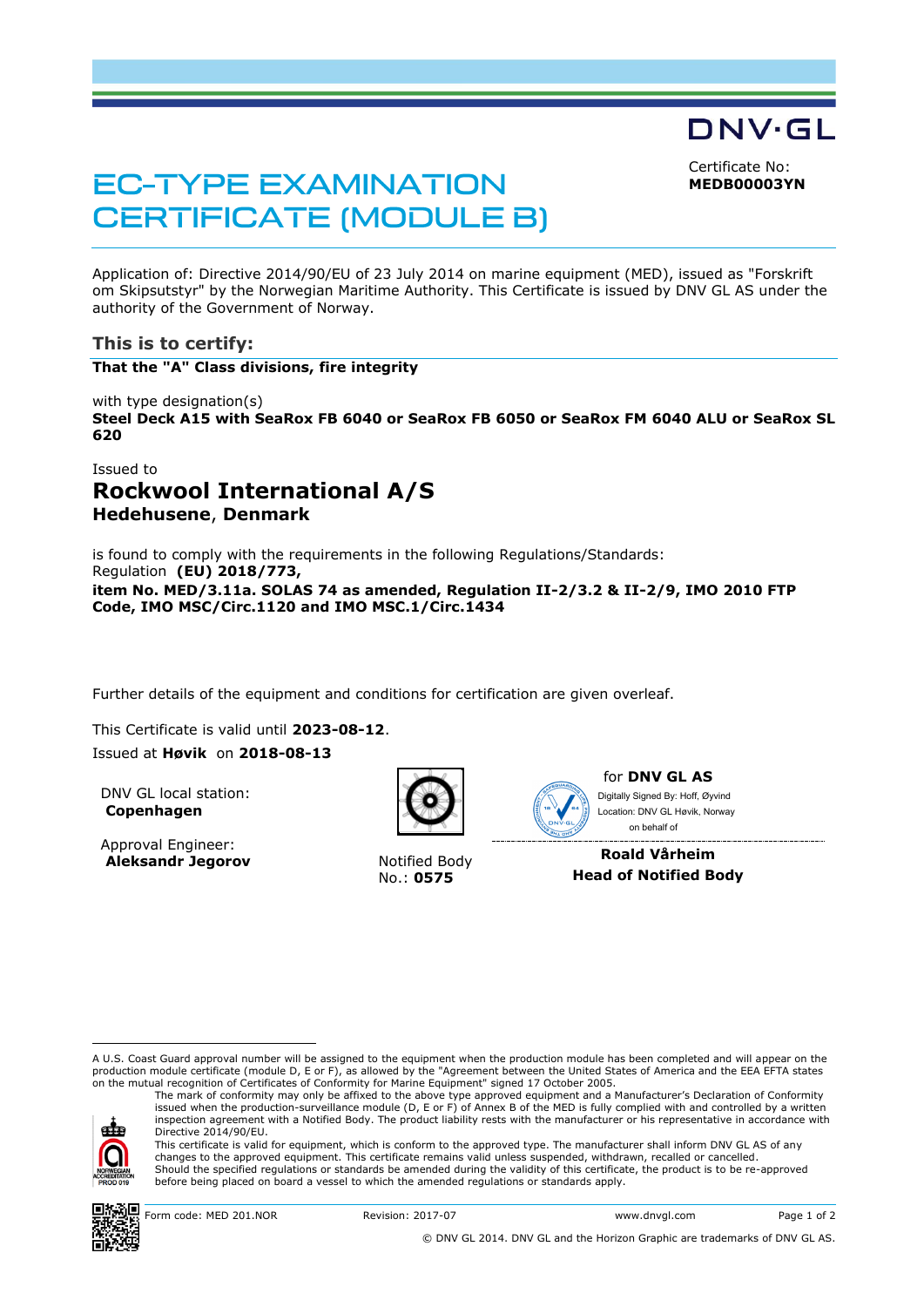DNV·GL

# EC-TYPE EXAMINATION CERTIFICATE (MODULE B)

Certificate No:
**MEDB00003YN**

Application of: Directive 2014/90/EU of 23 July 2014 on marine equipment (MED), issued as "Forskrift om Skipsutstyr" by the Norwegian Maritime Authority. This Certificate is issued by DNV GL AS under the authority of the Government of Norway.

## This is to certify:

**That the "A" Class divisions, fire integrity**

with type designation(s)
**Steel Deck A15 with SeaRox FB 6040 or SeaRox FB 6050 or SeaRox FM 6040 ALU or SeaRox SL 620**

Issued to
## Rockwool International A/S
**Hedehusene**, **Denmark**

is found to comply with the requirements in the following Regulations/Standards:
Regulation **(EU) 2018/773,**
**item No. MED/3.11a. SOLAS 74 as amended, Regulation II-2/3.2 & II-2/9, IMO 2010 FTP Code, IMO MSC/Circ.1120 and IMO MSC.1/Circ.1434**

Further details of the equipment and conditions for certification are given overleaf.

This Certificate is valid until **2023-08-12**.
Issued at **Høvik** on **2018-08-13**

DNV GL local station:
**Copenhagen**

Approval Engineer:
**Aleksandr Jegorov**

Notified Body
No.: **0575**

for **DNV GL AS**
Digitally Signed By: Hoff, Øyvind
Location: DNV GL Høvik, Norway
on behalf of

**Roald Vårheim**
**Head of Notified Body**

A U.S. Coast Guard approval number will be assigned to the equipment when the production module has been completed and will appear on the production module certificate (module D, E or F), as allowed by the "Agreement between the United States of America and the EEA EFTA states on the mutual recognition of Certificates of Conformity for Marine Equipment" signed 17 October 2005.

The mark of conformity may only be affixed to the above type approved equipment and a Manufacturer's Declaration of Conformity issued when the production-surveillance module (D, E or F) of Annex B of the MED is fully complied with and controlled by a written inspection agreement with a Notified Body. The product liability rests with the manufacturer or his representative in accordance with Directive 2014/90/EU.
This certificate is valid for equipment, which is conform to the approved type. The manufacturer shall inform DNV GL AS of any changes to the approved equipment. This certificate remains valid unless suspended, withdrawn, recalled or cancelled.
Should the specified regulations or standards be amended during the validity of this certificate, the product is to be re-approved before being placed on board a vessel to which the amended regulations or standards apply.

Form code: MED 201.NOR | Revision: 2017-07 | www.dnvgl.com

© DNV GL 2014. DNV GL and the Horizon Graphic are trademarks of DNV GL AS.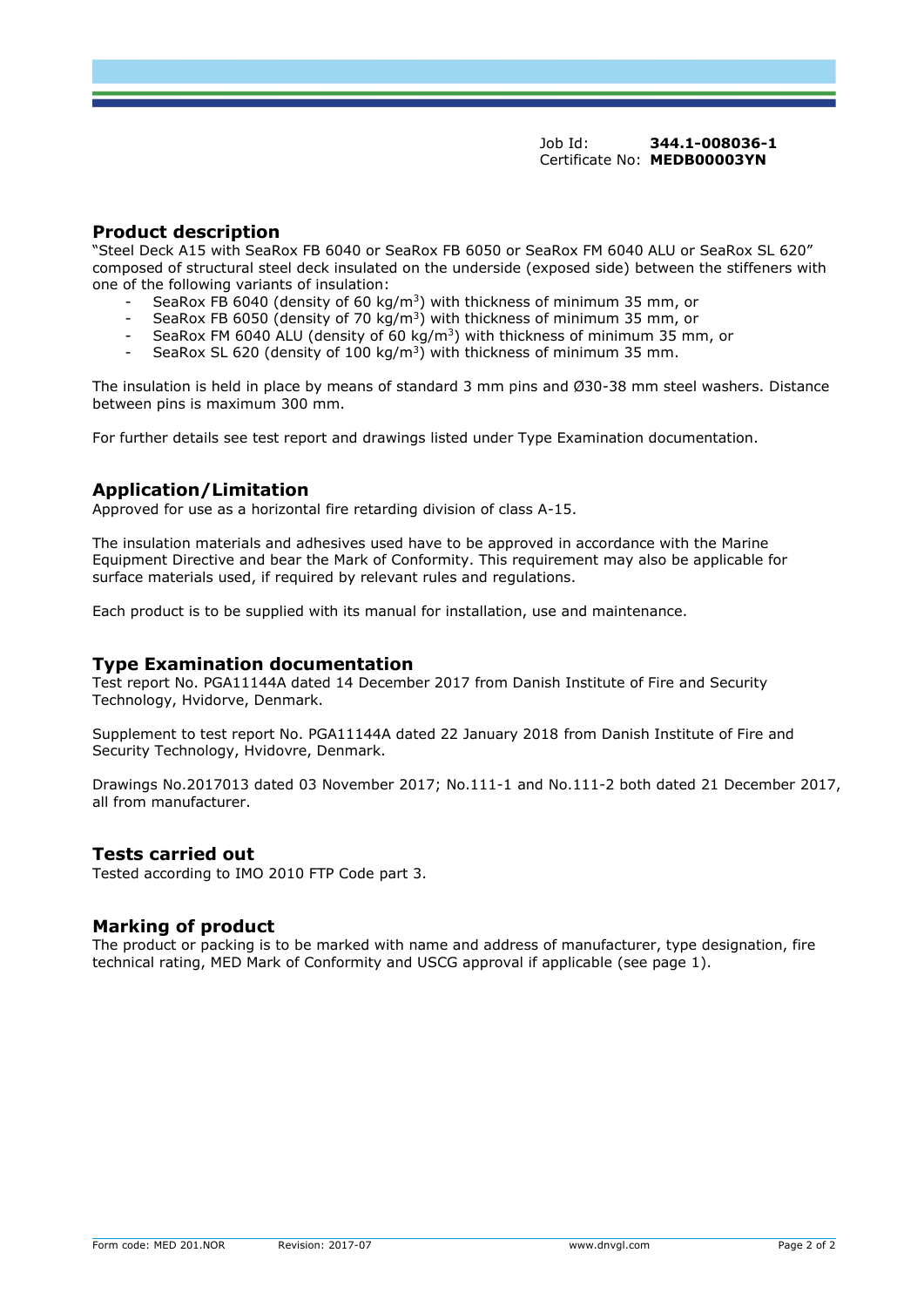Job Id: **344.1-008036-1**
Certificate No: **MEDB00003YN**

## Product description

"Steel Deck A15 with SeaRox FB 6040 or SeaRox FB 6050 or SeaRox FM 6040 ALU or SeaRox SL 620" composed of structural steel deck insulated on the underside (exposed side) between the stiffeners with one of the following variants of insulation:

- SeaRox FB 6040 (density of 60 kg/m$^3$) with thickness of minimum 35 mm, or
- SeaRox FB 6050 (density of 70 kg/m$^3$) with thickness of minimum 35 mm, or
- SeaRox FM 6040 ALU (density of 60 kg/m$^3$) with thickness of minimum 35 mm, or
- SeaRox SL 620 (density of 100 kg/m$^3$) with thickness of minimum 35 mm.

The insulation is held in place by means of standard 3 mm pins and Ø30-38 mm steel washers. Distance between pins is maximum 300 mm.

For further details see test report and drawings listed under Type Examination documentation.

## Application/Limitation

Approved for use as a horizontal fire retarding division of class A-15.

The insulation materials and adhesives used have to be approved in accordance with the Marine Equipment Directive and bear the Mark of Conformity. This requirement may also be applicable for surface materials used, if required by relevant rules and regulations.

Each product is to be supplied with its manual for installation, use and maintenance.

## Type Examination documentation

Test report No. PGA11144A dated 14 December 2017 from Danish Institute of Fire and Security Technology, Hvidorve, Denmark.

Supplement to test report No. PGA11144A dated 22 January 2018 from Danish Institute of Fire and Security Technology, Hvidovre, Denmark.

Drawings No.2017013 dated 03 November 2017; No.111-1 and No.111-2 both dated 21 December 2017, all from manufacturer.

## Tests carried out

Tested according to IMO 2010 FTP Code part 3.

## Marking of product

The product or packing is to be marked with name and address of manufacturer, type designation, fire technical rating, MED Mark of Conformity and USCG approval if applicable (see page 1).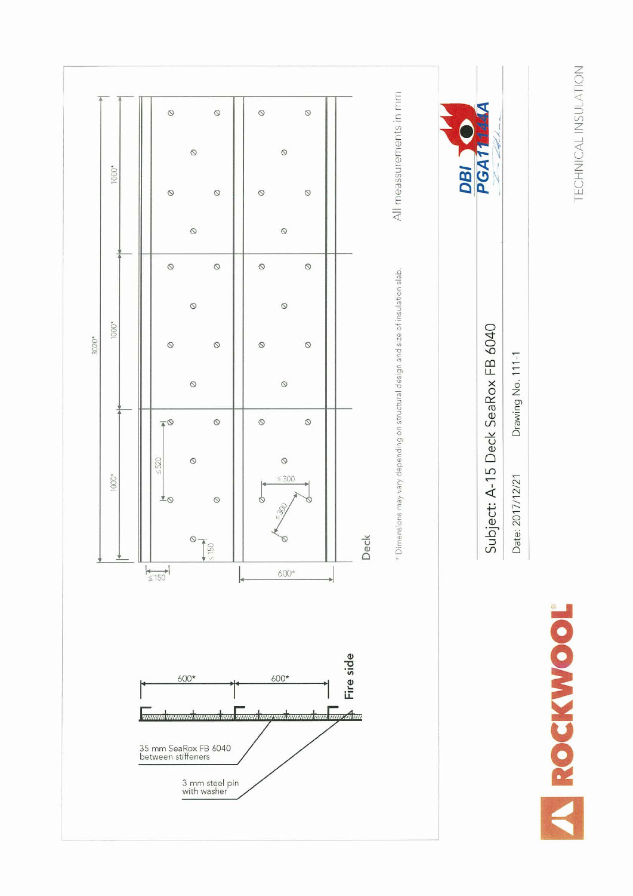3020*

1000*

1000*

1000*

≤520

≤150

≤150

≤300

≤300

600*

Deck

600*

600*

Fire side

35 mm SeaRox FB 6040 between stiffeners

3 mm steel pin with washer

\* Dimensions may vary depending on structural design and size of insulation slab.

All measurements in mm

DBI PGA11144A

Subject: A-15 Deck SeaRox FB 6040

Date: 2017/12/21

Drawing No. 111-1

ROCKWOOL®

TECHNICAL INSULATION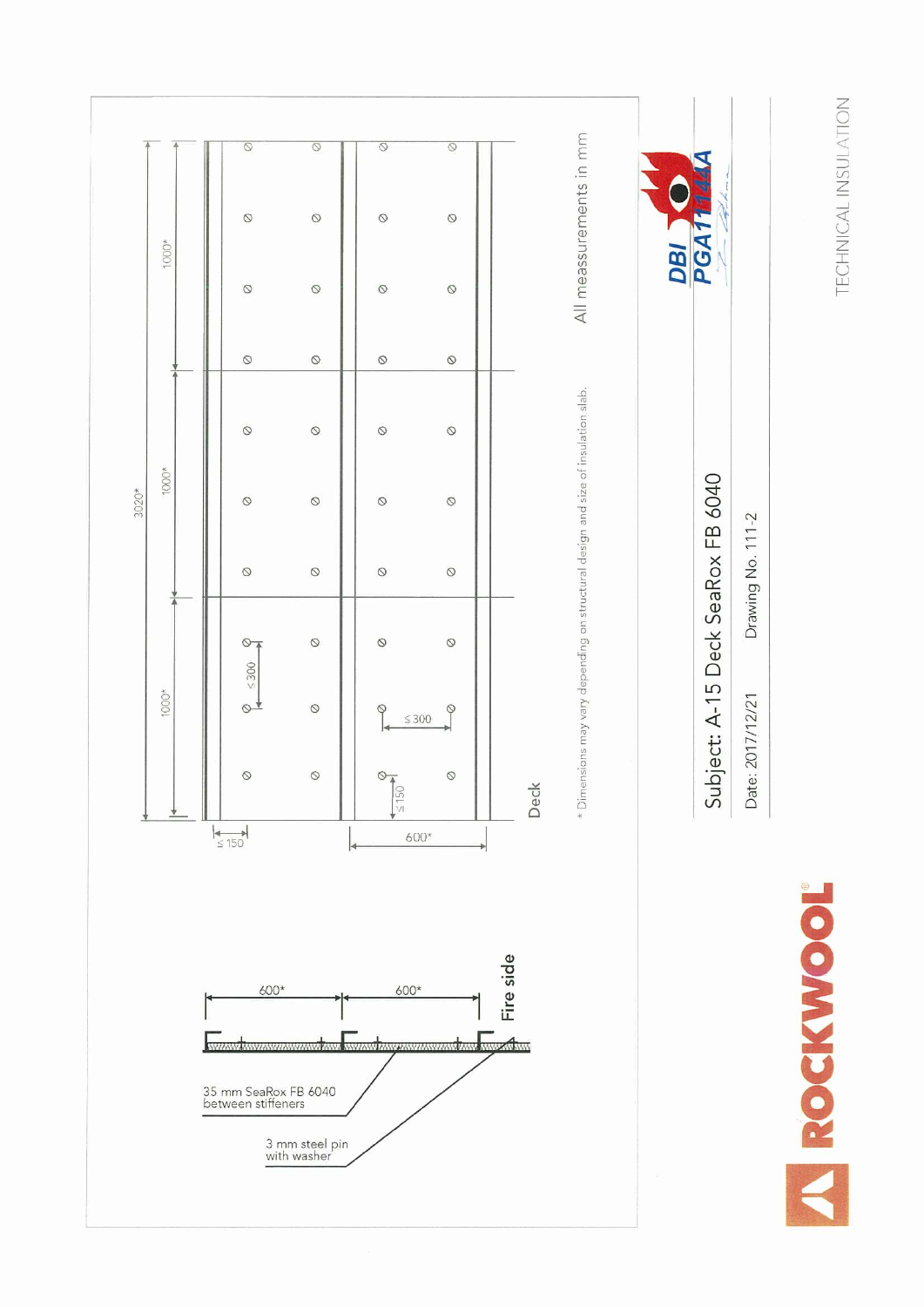3020*

1000*

1000*

1000*

≤ 300

≤ 300

≤ 150

≤ 150

600*

Deck

600*

600*

Fire side

35 mm SeaRox FB 6040 between stiffeners

3 mm steel pin with washer

\* Dimensions may vary depending on structural design and size of insulation slab.

All measurements in mm

DBI PGA11144A

Subject: A-15 Deck SeaRox FB 6040

Date: 2017/12/21

Drawing No. 111-2

ROCKWOOL®

TECHNICAL INSULATION